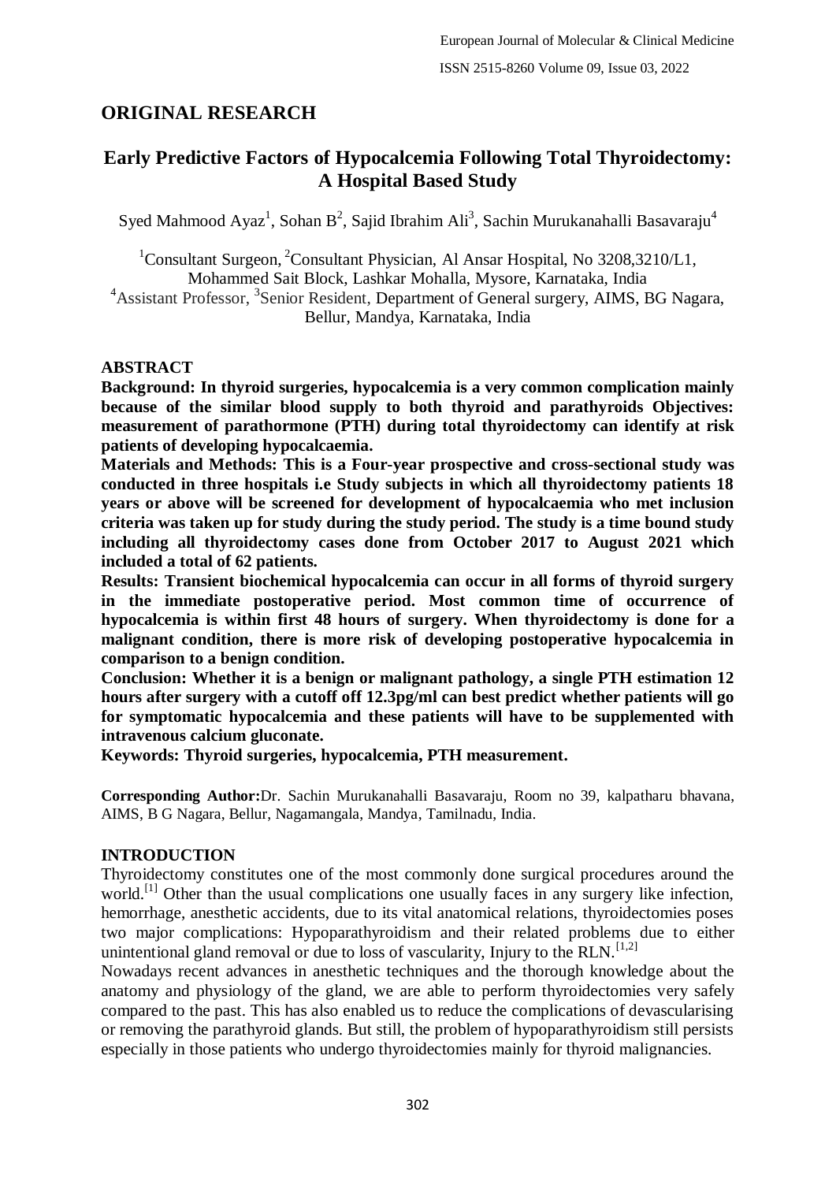## ORIGINAL RESEARCH

# Early Predictive Factors of Hypocalcemia Following Total Thyroidectomy: A Hospital Based Study

Syed Mahmood Ayaz[1], Sohan B[2], Sajid Ibrahim Ali[3], Sachin Murukanahalli Basavaraju[4]

[1]Consultant Surgeon, [2]Consultant Physician, Al Ansar Hospital, No 3208,3210/L1, Mohammed Sait Block, Lashkar Mohalla, Mysore, Karnataka, India
[4]Assistant Professor, [3]Senior Resident, Department of General surgery, AIMS, BG Nagara, Bellur, Mandya, Karnataka, India

### ABSTRACT

**Background: In thyroid surgeries, hypocalcemia is a very common complication mainly because of the similar blood supply to both thyroid and parathyroids Objectives: measurement of parathormone (PTH) during total thyroidectomy can identify at risk patients of developing hypocalcaemia.**

**Materials and Methods: This is a Four-year prospective and cross-sectional study was conducted in three hospitals i.e Study subjects in which all thyroidectomy patients 18 years or above will be screened for development of hypocalcaemia who met inclusion criteria was taken up for study during the study period. The study is a time bound study including all thyroidectomy cases done from October 2017 to August 2021 which included a total of 62 patients.**

**Results: Transient biochemical hypocalcemia can occur in all forms of thyroid surgery in the immediate postoperative period. Most common time of occurrence of hypocalcemia is within first 48 hours of surgery. When thyroidectomy is done for a malignant condition, there is more risk of developing postoperative hypocalcemia in comparison to a benign condition.**

**Conclusion: Whether it is a benign or malignant pathology, a single PTH estimation 12 hours after surgery with a cutoff off 12.3pg/ml can best predict whether patients will go for symptomatic hypocalcemia and these patients will have to be supplemented with intravenous calcium gluconate.**

**Keywords: Thyroid surgeries, hypocalcemia, PTH measurement.**

**Corresponding Author:** Dr. Sachin Murukanahalli Basavaraju, Room no 39, kalpatharu bhavana, AIMS, B G Nagara, Bellur, Nagamangala, Mandya, Tamilnadu, India.

### INTRODUCTION

Thyroidectomy constitutes one of the most commonly done surgical procedures around the world.[1] Other than the usual complications one usually faces in any surgery like infection, hemorrhage, anesthetic accidents, due to its vital anatomical relations, thyroidectomies poses two major complications: Hypoparathyroidism and their related problems due to either unintentional gland removal or due to loss of vascularity, Injury to the RLN.[1,2]

Nowadays recent advances in anesthetic techniques and the thorough knowledge about the anatomy and physiology of the gland, we are able to perform thyroidectomies very safely compared to the past. This has also enabled us to reduce the complications of devascularising or removing the parathyroid glands. But still, the problem of hypoparathyroidism still persists especially in those patients who undergo thyroidectomies mainly for thyroid malignancies.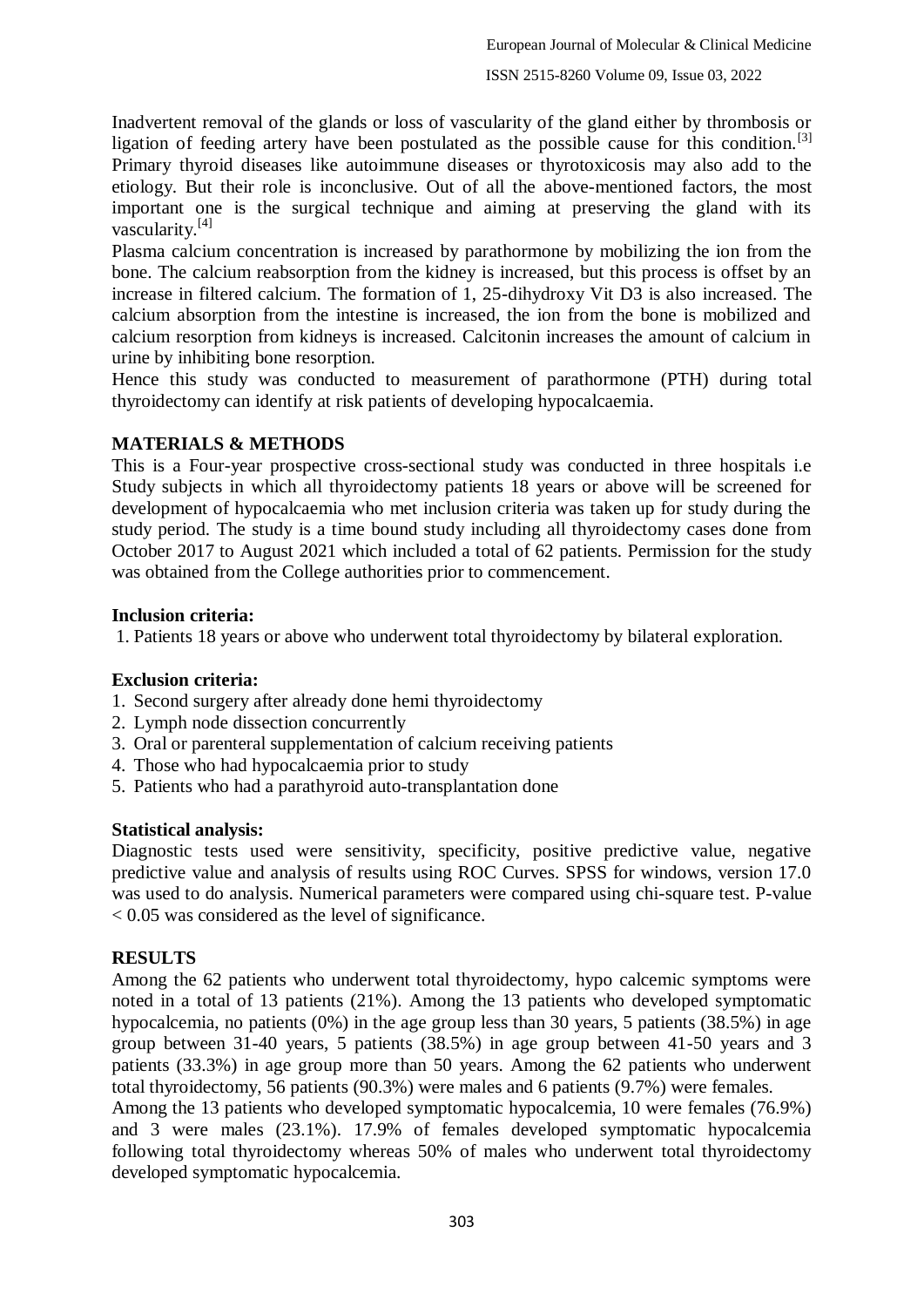Inadvertent removal of the glands or loss of vascularity of the gland either by thrombosis or ligation of feeding artery have been postulated as the possible cause for this condition.[3] Primary thyroid diseases like autoimmune diseases or thyrotoxicosis may also add to the etiology. But their role is inconclusive. Out of all the above-mentioned factors, the most important one is the surgical technique and aiming at preserving the gland with its vascularity.[4]

Plasma calcium concentration is increased by parathormone by mobilizing the ion from the bone. The calcium reabsorption from the kidney is increased, but this process is offset by an increase in filtered calcium. The formation of 1, 25-dihydroxy Vit D3 is also increased. The calcium absorption from the intestine is increased, the ion from the bone is mobilized and calcium resorption from kidneys is increased. Calcitonin increases the amount of calcium in urine by inhibiting bone resorption.

Hence this study was conducted to measurement of parathormone (PTH) during total thyroidectomy can identify at risk patients of developing hypocalcaemia.

## MATERIALS & METHODS

This is a Four-year prospective cross-sectional study was conducted in three hospitals i.e Study subjects in which all thyroidectomy patients 18 years or above will be screened for development of hypocalcaemia who met inclusion criteria was taken up for study during the study period. The study is a time bound study including all thyroidectomy cases done from October 2017 to August 2021 which included a total of 62 patients. Permission for the study was obtained from the College authorities prior to commencement.

### Inclusion criteria:

1. Patients 18 years or above who underwent total thyroidectomy by bilateral exploration.

### Exclusion criteria:

1. Second surgery after already done hemi thyroidectomy
2. Lymph node dissection concurrently
3. Oral or parenteral supplementation of calcium receiving patients
4. Those who had hypocalcaemia prior to study
5. Patients who had a parathyroid auto-transplantation done

### Statistical analysis:

Diagnostic tests used were sensitivity, specificity, positive predictive value, negative predictive value and analysis of results using ROC Curves. SPSS for windows, version 17.0 was used to do analysis. Numerical parameters were compared using chi-square test. P-value $< 0.05$ was considered as the level of significance.

## RESULTS

Among the 62 patients who underwent total thyroidectomy, hypo calcemic symptoms were noted in a total of 13 patients (21%). Among the 13 patients who developed symptomatic hypocalcemia, no patients (0%) in the age group less than 30 years, 5 patients (38.5%) in age group between 31-40 years, 5 patients (38.5%) in age group between 41-50 years and 3 patients (33.3%) in age group more than 50 years. Among the 62 patients who underwent total thyroidectomy, 56 patients (90.3%) were males and 6 patients (9.7%) were females.

Among the 13 patients who developed symptomatic hypocalcemia, 10 were females (76.9%) and 3 were males (23.1%). 17.9% of females developed symptomatic hypocalcemia following total thyroidectomy whereas 50% of males who underwent total thyroidectomy developed symptomatic hypocalcemia.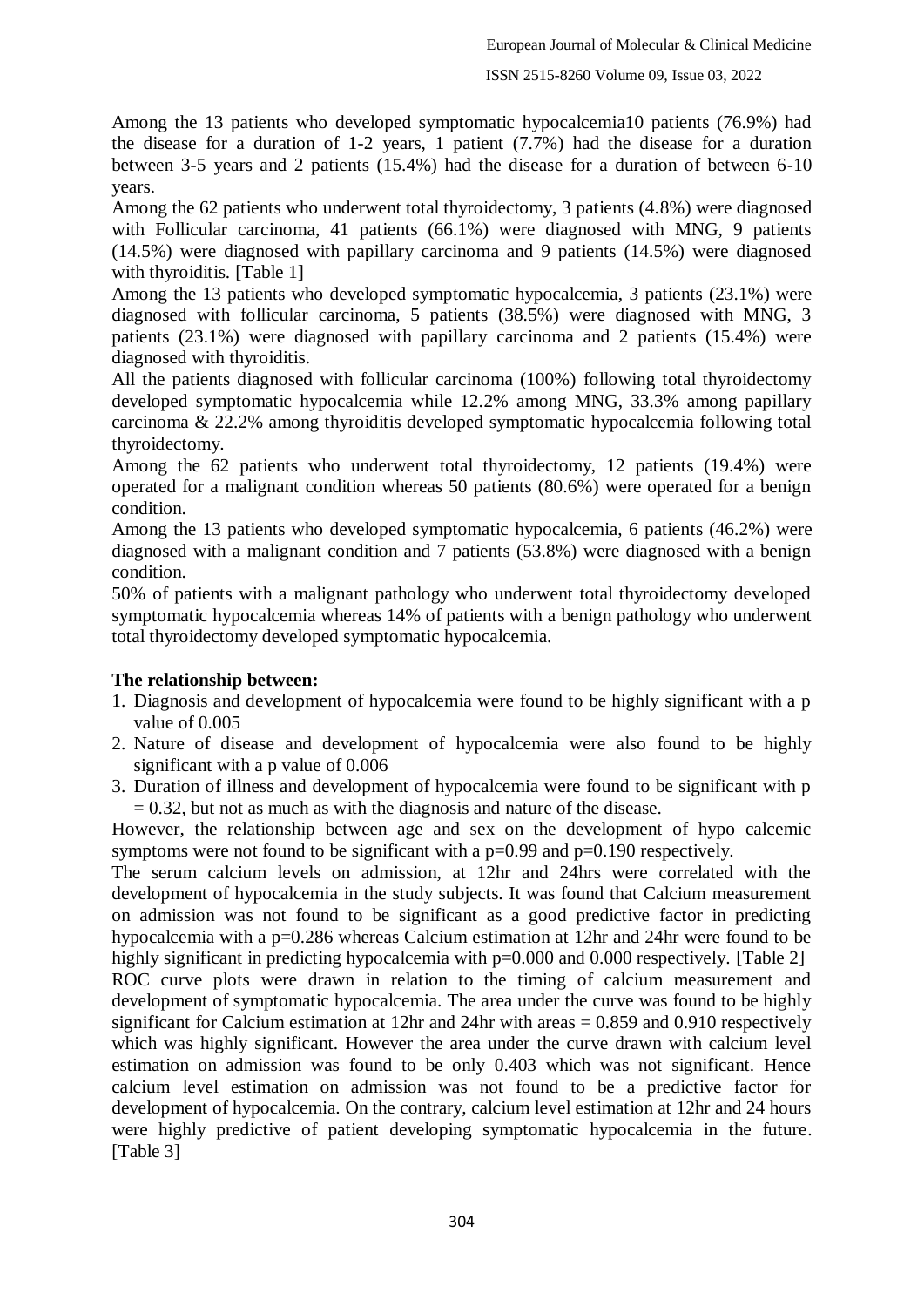Among the 13 patients who developed symptomatic hypocalcemia10 patients (76.9%) had the disease for a duration of 1-2 years, 1 patient (7.7%) had the disease for a duration between 3-5 years and 2 patients (15.4%) had the disease for a duration of between 6-10 years.

Among the 62 patients who underwent total thyroidectomy, 3 patients (4.8%) were diagnosed with Follicular carcinoma, 41 patients (66.1%) were diagnosed with MNG, 9 patients (14.5%) were diagnosed with papillary carcinoma and 9 patients (14.5%) were diagnosed with thyroiditis. [Table 1]

Among the 13 patients who developed symptomatic hypocalcemia, 3 patients (23.1%) were diagnosed with follicular carcinoma, 5 patients (38.5%) were diagnosed with MNG, 3 patients (23.1%) were diagnosed with papillary carcinoma and 2 patients (15.4%) were diagnosed with thyroiditis.

All the patients diagnosed with follicular carcinoma (100%) following total thyroidectomy developed symptomatic hypocalcemia while 12.2% among MNG, 33.3% among papillary carcinoma & 22.2% among thyroiditis developed symptomatic hypocalcemia following total thyroidectomy.

Among the 62 patients who underwent total thyroidectomy, 12 patients (19.4%) were operated for a malignant condition whereas 50 patients (80.6%) were operated for a benign condition.

Among the 13 patients who developed symptomatic hypocalcemia, 6 patients (46.2%) were diagnosed with a malignant condition and 7 patients (53.8%) were diagnosed with a benign condition.

50% of patients with a malignant pathology who underwent total thyroidectomy developed symptomatic hypocalcemia whereas 14% of patients with a benign pathology who underwent total thyroidectomy developed symptomatic hypocalcemia.

**The relationship between:**

1. Diagnosis and development of hypocalcemia were found to be highly significant with a p value of 0.005
2. Nature of disease and development of hypocalcemia were also found to be highly significant with a p value of 0.006
3. Duration of illness and development of hypocalcemia were found to be significant with p = 0.32, but not as much as with the diagnosis and nature of the disease.

However, the relationship between age and sex on the development of hypo calcemic symptoms were not found to be significant with a p=0.99 and p=0.190 respectively.

The serum calcium levels on admission, at 12hr and 24hrs were correlated with the development of hypocalcemia in the study subjects. It was found that Calcium measurement on admission was not found to be significant as a good predictive factor in predicting hypocalcemia with a p=0.286 whereas Calcium estimation at 12hr and 24hr were found to be highly significant in predicting hypocalcemia with p=0.000 and 0.000 respectively. [Table 2]

ROC curve plots were drawn in relation to the timing of calcium measurement and development of symptomatic hypocalcemia. The area under the curve was found to be highly significant for Calcium estimation at 12hr and 24hr with areas = 0.859 and 0.910 respectively which was highly significant. However the area under the curve drawn with calcium level estimation on admission was found to be only 0.403 which was not significant. Hence calcium level estimation on admission was not found to be a predictive factor for development of hypocalcemia. On the contrary, calcium level estimation at 12hr and 24 hours were highly predictive of patient developing symptomatic hypocalcemia in the future. [Table 3]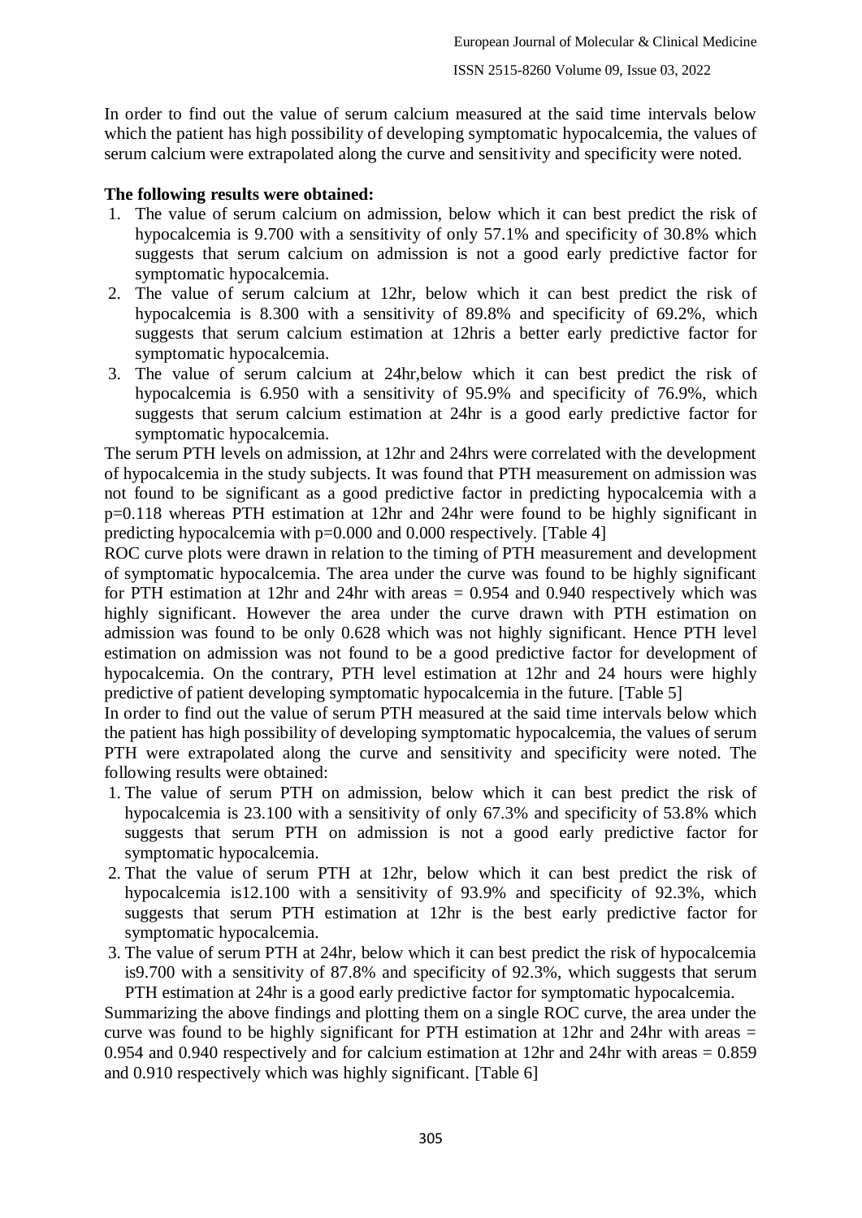In order to find out the value of serum calcium measured at the said time intervals below which the patient has high possibility of developing symptomatic hypocalcemia, the values of serum calcium were extrapolated along the curve and sensitivity and specificity were noted.

**The following results were obtained:**

1. The value of serum calcium on admission, below which it can best predict the risk of hypocalcemia is 9.700 with a sensitivity of only 57.1% and specificity of 30.8% which suggests that serum calcium on admission is not a good early predictive factor for symptomatic hypocalcemia.
2. The value of serum calcium at 12hr, below which it can best predict the risk of hypocalcemia is 8.300 with a sensitivity of 89.8% and specificity of 69.2%, which suggests that serum calcium estimation at 12hris a better early predictive factor for symptomatic hypocalcemia.
3. The value of serum calcium at 24hr,below which it can best predict the risk of hypocalcemia is 6.950 with a sensitivity of 95.9% and specificity of 76.9%, which suggests that serum calcium estimation at 24hr is a good early predictive factor for symptomatic hypocalcemia.

The serum PTH levels on admission, at 12hr and 24hrs were correlated with the development of hypocalcemia in the study subjects. It was found that PTH measurement on admission was not found to be significant as a good predictive factor in predicting hypocalcemia with a p=0.118 whereas PTH estimation at 12hr and 24hr were found to be highly significant in predicting hypocalcemia with p=0.000 and 0.000 respectively. [Table 4]

ROC curve plots were drawn in relation to the timing of PTH measurement and development of symptomatic hypocalcemia. The area under the curve was found to be highly significant for PTH estimation at 12hr and 24hr with areas = 0.954 and 0.940 respectively which was highly significant. However the area under the curve drawn with PTH estimation on admission was found to be only 0.628 which was not highly significant. Hence PTH level estimation on admission was not found to be a good predictive factor for development of hypocalcemia. On the contrary, PTH level estimation at 12hr and 24 hours were highly predictive of patient developing symptomatic hypocalcemia in the future. [Table 5]

In order to find out the value of serum PTH measured at the said time intervals below which the patient has high possibility of developing symptomatic hypocalcemia, the values of serum PTH were extrapolated along the curve and sensitivity and specificity were noted. The following results were obtained:

1. The value of serum PTH on admission, below which it can best predict the risk of hypocalcemia is 23.100 with a sensitivity of only 67.3% and specificity of 53.8% which suggests that serum PTH on admission is not a good early predictive factor for symptomatic hypocalcemia.
2. That the value of serum PTH at 12hr, below which it can best predict the risk of hypocalcemia is12.100 with a sensitivity of 93.9% and specificity of 92.3%, which suggests that serum PTH estimation at 12hr is the best early predictive factor for symptomatic hypocalcemia.
3. The value of serum PTH at 24hr, below which it can best predict the risk of hypocalcemia is9.700 with a sensitivity of 87.8% and specificity of 92.3%, which suggests that serum PTH estimation at 24hr is a good early predictive factor for symptomatic hypocalcemia.

Summarizing the above findings and plotting them on a single ROC curve, the area under the curve was found to be highly significant for PTH estimation at 12hr and 24hr with areas = 0.954 and 0.940 respectively and for calcium estimation at 12hr and 24hr with areas = 0.859 and 0.910 respectively which was highly significant. [Table 6]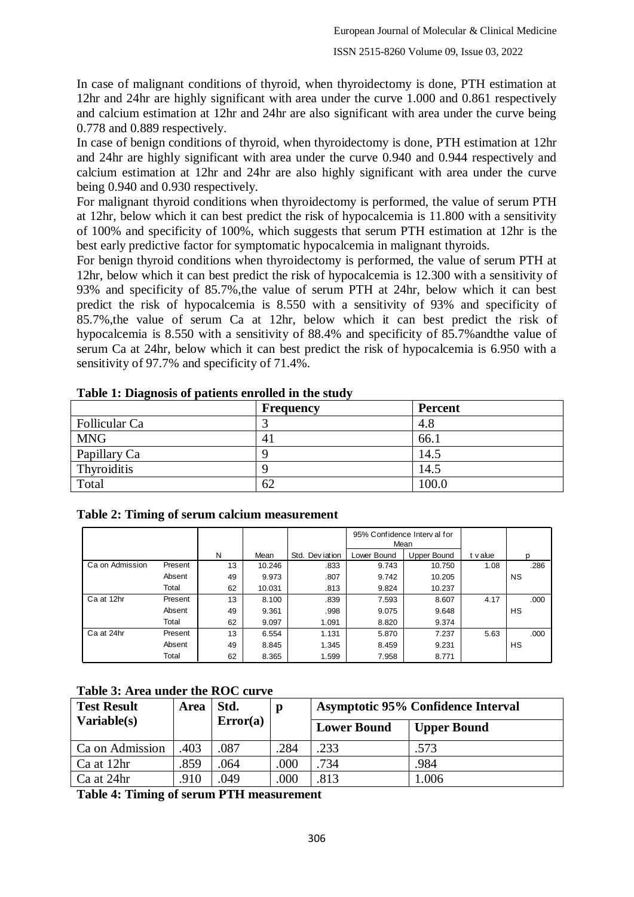In case of malignant conditions of thyroid, when thyroidectomy is done, PTH estimation at 12hr and 24hr are highly significant with area under the curve 1.000 and 0.861 respectively and calcium estimation at 12hr and 24hr are also significant with area under the curve being 0.778 and 0.889 respectively.

In case of benign conditions of thyroid, when thyroidectomy is done, PTH estimation at 12hr and 24hr are highly significant with area under the curve 0.940 and 0.944 respectively and calcium estimation at 12hr and 24hr are also highly significant with area under the curve being 0.940 and 0.930 respectively.

For malignant thyroid conditions when thyroidectomy is performed, the value of serum PTH at 12hr, below which it can best predict the risk of hypocalcemia is 11.800 with a sensitivity of 100% and specificity of 100%, which suggests that serum PTH estimation at 12hr is the best early predictive factor for symptomatic hypocalcemia in malignant thyroids.

For benign thyroid conditions when thyroidectomy is performed, the value of serum PTH at 12hr, below which it can best predict the risk of hypocalcemia is 12.300 with a sensitivity of 93% and specificity of 85.7%,the value of serum PTH at 24hr, below which it can best predict the risk of hypocalcemia is 8.550 with a sensitivity of 93% and specificity of 85.7%,the value of serum Ca at 12hr, below which it can best predict the risk of hypocalcemia is 8.550 with a sensitivity of 88.4% and specificity of 85.7%andthe value of serum Ca at 24hr, below which it can best predict the risk of hypocalcemia is 6.950 with a sensitivity of 97.7% and specificity of 71.4%.

**Table 1: Diagnosis of patients enrolled in the study**

| | Frequency | Percent |
|---|---|---|
| Follicular Ca | 3 | 4.8 |
| MNG | 41 | 66.1 |
| Papillary Ca | 9 | 14.5 |
| Thyroiditis | 9 | 14.5 |
| Total | 62 | 100.0 |

**Table 2: Timing of serum calcium measurement**

| | | N | Mean | Std. Deviation | 95% Confidence Interval for Mean | | t value | p |
|---|---|---|---|---|---|---|---|---|
| | | | | | Lower Bound | Upper Bound | | |
| Ca on Admission | Present | 13 | 10.246 | .833 | 9.743 | 10.750 | 1.08 | .286 |
| | Absent | 49 | 9.973 | .807 | 9.742 | 10.205 | | NS |
| | Total | 62 | 10.031 | .813 | 9.824 | 10.237 | | |
| Ca at 12hr | Present | 13 | 8.100 | .839 | 7.593 | 8.607 | 4.17 | .000 |
| | Absent | 49 | 9.361 | .998 | 9.075 | 9.648 | | HS |
| | Total | 62 | 9.097 | 1.091 | 8.820 | 9.374 | | |
| Ca at 24hr | Present | 13 | 6.554 | 1.131 | 5.870 | 7.237 | 5.63 | .000 |
| | Absent | 49 | 8.845 | 1.345 | 8.459 | 9.231 | | HS |
| | Total | 62 | 8.365 | 1.599 | 7.958 | 8.771 | | |

**Table 3: Area under the ROC curve**

| Test Result Variable(s) | Area | Std. Error(a) | p | Asymptotic 95% Confidence Interval | |
|---|---|---|---|---|---|
| | | | | Lower Bound | Upper Bound |
| Ca on Admission | .403 | .087 | .284 | .233 | .573 |
| Ca at 12hr | .859 | .064 | .000 | .734 | .984 |
| Ca at 24hr | .910 | .049 | .000 | .813 | 1.006 |

**Table 4: Timing of serum PTH measurement**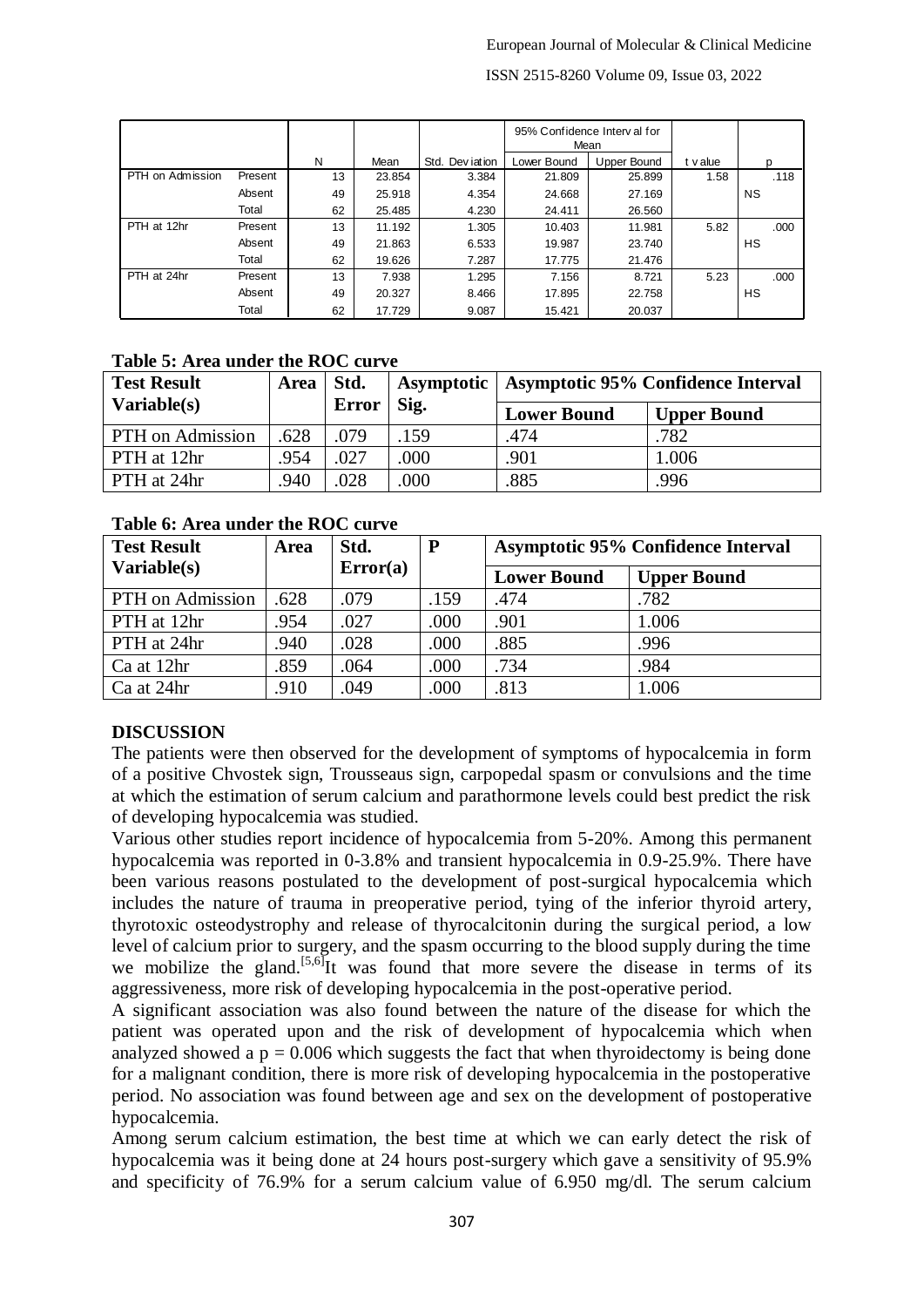| | | N | Mean | Std. Deviation | 95% Confidence Interval for Mean | | t value | p |
|---|---|---|---|---|---|---|---|---|
| | | | | | Lower Bound | Upper Bound | | |
| PTH on Admission | Present | 13 | 23.854 | 3.384 | 21.809 | 25.899 | 1.58 | .118 |
| | Absent | 49 | 25.918 | 4.354 | 24.668 | 27.169 | | NS |
| | Total | 62 | 25.485 | 4.230 | 24.411 | 26.560 | | |
| PTH at 12hr | Present | 13 | 11.192 | 1.305 | 10.403 | 11.981 | 5.82 | .000 |
| | Absent | 49 | 21.863 | 6.533 | 19.987 | 23.740 | | HS |
| | Total | 62 | 19.626 | 7.287 | 17.775 | 21.476 | | |
| PTH at 24hr | Present | 13 | 7.938 | 1.295 | 7.156 | 8.721 | 5.23 | .000 |
| | Absent | 49 | 20.327 | 8.466 | 17.895 | 22.758 | | HS |
| | Total | 62 | 17.729 | 9.087 | 15.421 | 20.037 | | |

**Table 5: Area under the ROC curve**

| Test Result Variable(s) | Area | Std. Error | Asymptotic Sig. | Asymptotic 95% Confidence Interval | |
|---|---|---|---|---|---|
| | | | | Lower Bound | Upper Bound |
| PTH on Admission | .628 | .079 | .159 | .474 | .782 |
| PTH at 12hr | .954 | .027 | .000 | .901 | 1.006 |
| PTH at 24hr | .940 | .028 | .000 | .885 | .996 |

**Table 6: Area under the ROC curve**

| Test Result Variable(s) | Area | Std. Error(a) | P | Asymptotic 95% Confidence Interval | |
|---|---|---|---|---|---|
| | | | | Lower Bound | Upper Bound |
| PTH on Admission | .628 | .079 | .159 | .474 | .782 |
| PTH at 12hr | .954 | .027 | .000 | .901 | 1.006 |
| PTH at 24hr | .940 | .028 | .000 | .885 | .996 |
| Ca at 12hr | .859 | .064 | .000 | .734 | .984 |
| Ca at 24hr | .910 | .049 | .000 | .813 | 1.006 |

## DISCUSSION

The patients were then observed for the development of symptoms of hypocalcemia in form of a positive Chvostek sign, Trousseaus sign, carpopedal spasm or convulsions and the time at which the estimation of serum calcium and parathormone levels could best predict the risk of developing hypocalcemia was studied.

Various other studies report incidence of hypocalcemia from 5-20%. Among this permanent hypocalcemia was reported in 0-3.8% and transient hypocalcemia in 0.9-25.9%. There have been various reasons postulated to the development of post-surgical hypocalcemia which includes the nature of trauma in preoperative period, tying of the inferior thyroid artery, thyrotoxic osteodystrophy and release of thyrocalcitonin during the surgical period, a low level of calcium prior to surgery, and the spasm occurring to the blood supply during the time we mobilize the gland.[5,6]It was found that more severe the disease in terms of its aggressiveness, more risk of developing hypocalcemia in the post-operative period.

A significant association was also found between the nature of the disease for which the patient was operated upon and the risk of development of hypocalcemia which when analyzed showed a $p = 0.006$ which suggests the fact that when thyroidectomy is being done for a malignant condition, there is more risk of developing hypocalcemia in the postoperative period. No association was found between age and sex on the development of postoperative hypocalcemia.

Among serum calcium estimation, the best time at which we can early detect the risk of hypocalcemia was it being done at 24 hours post-surgery which gave a sensitivity of 95.9% and specificity of 76.9% for a serum calcium value of 6.950 mg/dl. The serum calcium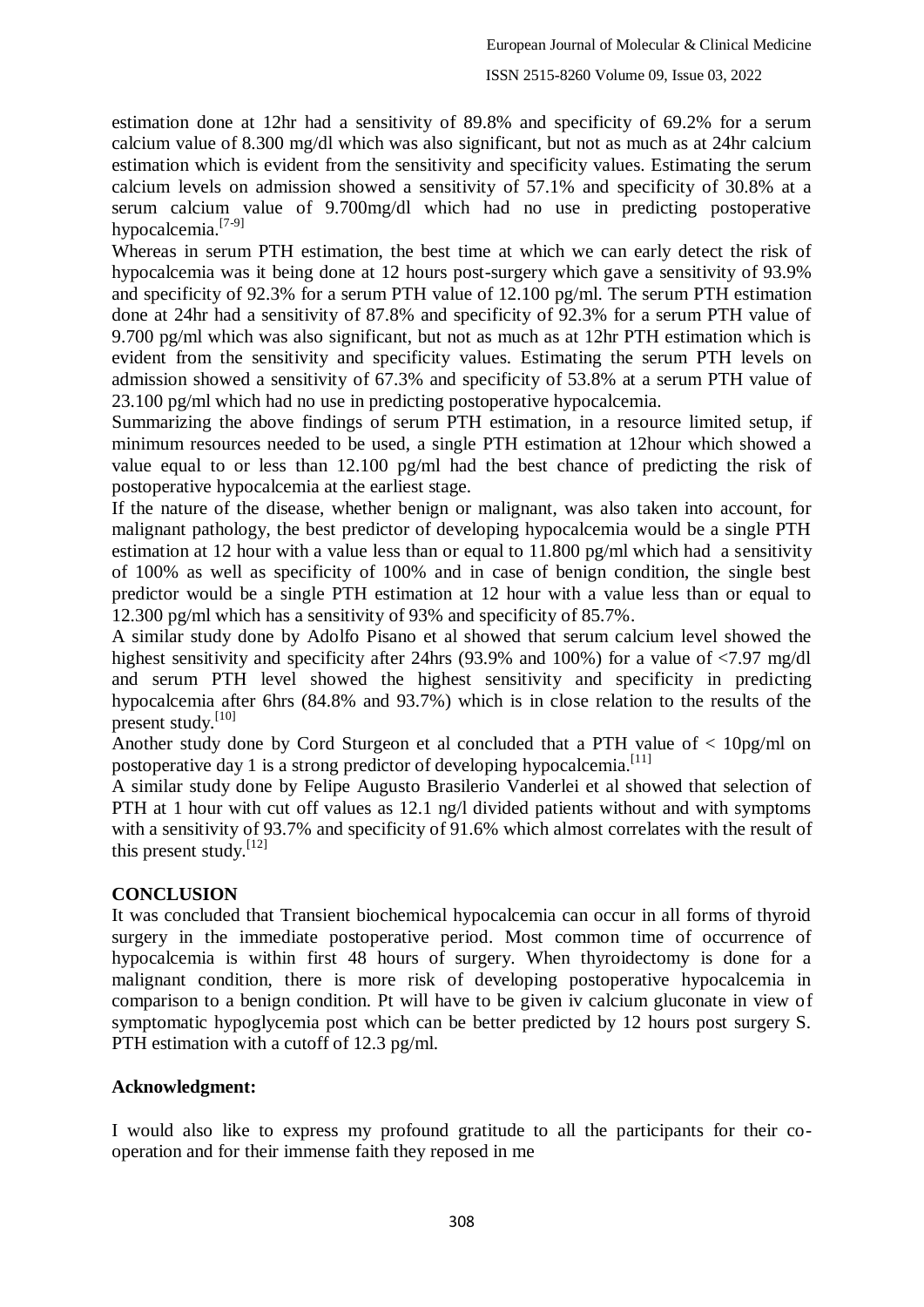estimation done at 12hr had a sensitivity of 89.8% and specificity of 69.2% for a serum calcium value of 8.300 mg/dl which was also significant, but not as much as at 24hr calcium estimation which is evident from the sensitivity and specificity values. Estimating the serum calcium levels on admission showed a sensitivity of 57.1% and specificity of 30.8% at a serum calcium value of 9.700mg/dl which had no use in predicting postoperative hypocalcemia.[7-9]

Whereas in serum PTH estimation, the best time at which we can early detect the risk of hypocalcemia was it being done at 12 hours post-surgery which gave a sensitivity of 93.9% and specificity of 92.3% for a serum PTH value of 12.100 pg/ml. The serum PTH estimation done at 24hr had a sensitivity of 87.8% and specificity of 92.3% for a serum PTH value of 9.700 pg/ml which was also significant, but not as much as at 12hr PTH estimation which is evident from the sensitivity and specificity values. Estimating the serum PTH levels on admission showed a sensitivity of 67.3% and specificity of 53.8% at a serum PTH value of 23.100 pg/ml which had no use in predicting postoperative hypocalcemia.

Summarizing the above findings of serum PTH estimation, in a resource limited setup, if minimum resources needed to be used, a single PTH estimation at 12hour which showed a value equal to or less than 12.100 pg/ml had the best chance of predicting the risk of postoperative hypocalcemia at the earliest stage.

If the nature of the disease, whether benign or malignant, was also taken into account, for malignant pathology, the best predictor of developing hypocalcemia would be a single PTH estimation at 12 hour with a value less than or equal to 11.800 pg/ml which had a sensitivity of 100% as well as specificity of 100% and in case of benign condition, the single best predictor would be a single PTH estimation at 12 hour with a value less than or equal to 12.300 pg/ml which has a sensitivity of 93% and specificity of 85.7%.

A similar study done by Adolfo Pisano et al showed that serum calcium level showed the highest sensitivity and specificity after 24hrs (93.9% and 100%) for a value of <7.97 mg/dl and serum PTH level showed the highest sensitivity and specificity in predicting hypocalcemia after 6hrs (84.8% and 93.7%) which is in close relation to the results of the present study.[10]

Another study done by Cord Sturgeon et al concluded that a PTH value of < 10pg/ml on postoperative day 1 is a strong predictor of developing hypocalcemia.[11]

A similar study done by Felipe Augusto Brasilerio Vanderlei et al showed that selection of PTH at 1 hour with cut off values as 12.1 ng/l divided patients without and with symptoms with a sensitivity of 93.7% and specificity of 91.6% which almost correlates with the result of this present study.[12]

## CONCLUSION

It was concluded that Transient biochemical hypocalcemia can occur in all forms of thyroid surgery in the immediate postoperative period. Most common time of occurrence of hypocalcemia is within first 48 hours of surgery. When thyroidectomy is done for a malignant condition, there is more risk of developing postoperative hypocalcemia in comparison to a benign condition. Pt will have to be given iv calcium gluconate in view of symptomatic hypoglycemia post which can be better predicted by 12 hours post surgery S. PTH estimation with a cutoff of 12.3 pg/ml.

## Acknowledgment:

I would also like to express my profound gratitude to all the participants for their co-operation and for their immense faith they reposed in me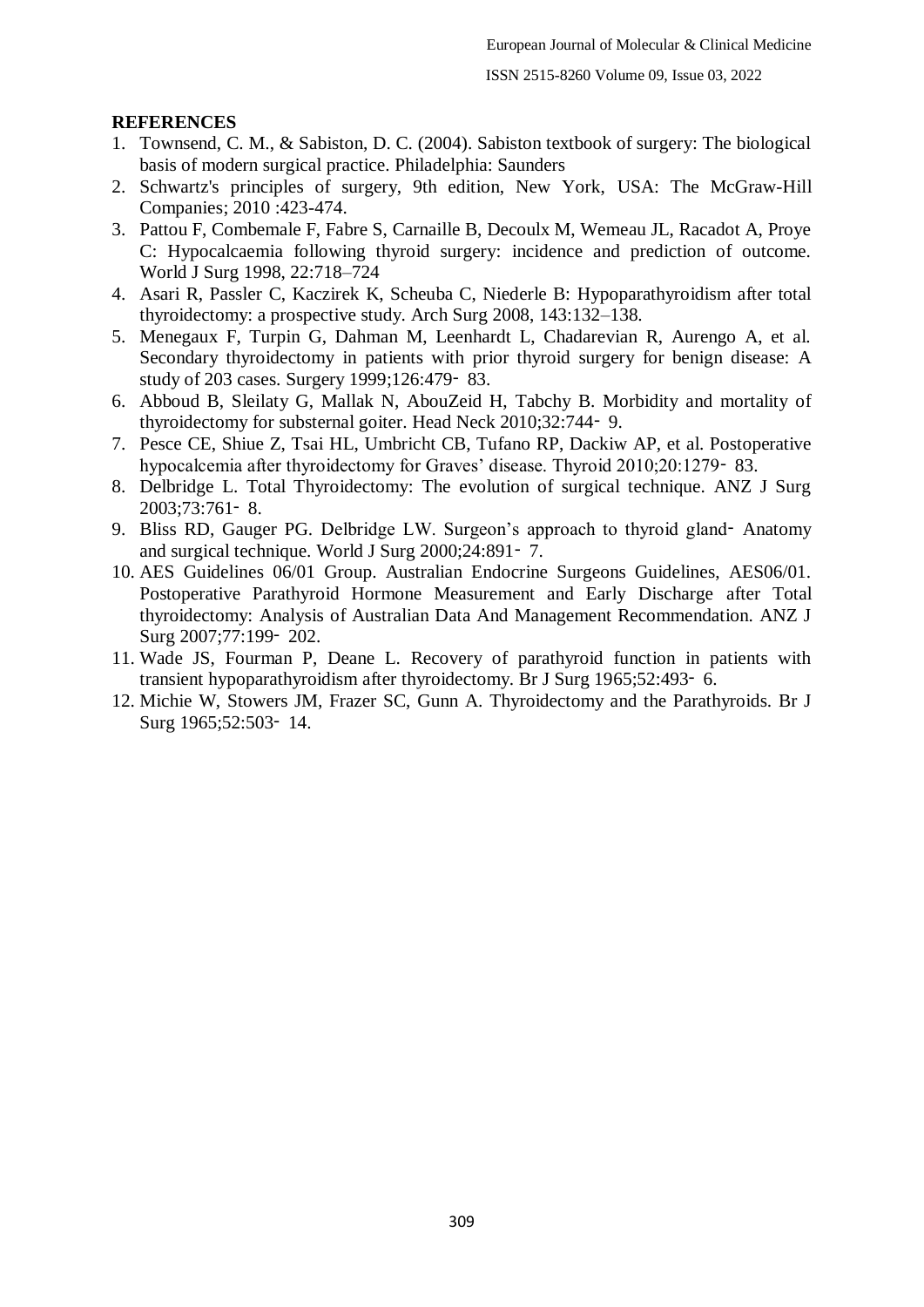## REFERENCES

1. Townsend, C. M., & Sabiston, D. C. (2004). Sabiston textbook of surgery: The biological basis of modern surgical practice. Philadelphia: Saunders
2. Schwartz's principles of surgery, 9th edition, New York, USA: The McGraw-Hill Companies; 2010 :423-474.
3. Pattou F, Combemale F, Fabre S, Carnaille B, Decoulx M, Wemeau JL, Racadot A, Proye C: Hypocalcaemia following thyroid surgery: incidence and prediction of outcome. World J Surg 1998, 22:718–724
4. Asari R, Passler C, Kaczirek K, Scheuba C, Niederle B: Hypoparathyroidism after total thyroidectomy: a prospective study. Arch Surg 2008, 143:132–138.
5. Menegaux F, Turpin G, Dahman M, Leenhardt L, Chadarevian R, Aurengo A, et al. Secondary thyroidectomy in patients with prior thyroid surgery for benign disease: A study of 203 cases. Surgery 1999;126:479‑ 83.
6. Abboud B, Sleilaty G, Mallak N, AbouZeid H, Tabchy B. Morbidity and mortality of thyroidectomy for substernal goiter. Head Neck 2010;32:744‑ 9.
7. Pesce CE, Shiue Z, Tsai HL, Umbricht CB, Tufano RP, Dackiw AP, et al. Postoperative hypocalcemia after thyroidectomy for Graves' disease. Thyroid 2010;20:1279‑ 83.
8. Delbridge L. Total Thyroidectomy: The evolution of surgical technique. ANZ J Surg 2003;73:761‑ 8.
9. Bliss RD, Gauger PG. Delbridge LW. Surgeon's approach to thyroid gland‑ Anatomy and surgical technique. World J Surg 2000;24:891‑ 7.
10. AES Guidelines 06/01 Group. Australian Endocrine Surgeons Guidelines, AES06/01. Postoperative Parathyroid Hormone Measurement and Early Discharge after Total thyroidectomy: Analysis of Australian Data And Management Recommendation. ANZ J Surg 2007;77:199‑ 202.
11. Wade JS, Fourman P, Deane L. Recovery of parathyroid function in patients with transient hypoparathyroidism after thyroidectomy. Br J Surg 1965;52:493‑ 6.
12. Michie W, Stowers JM, Frazer SC, Gunn A. Thyroidectomy and the Parathyroids. Br J Surg 1965;52:503‑ 14.